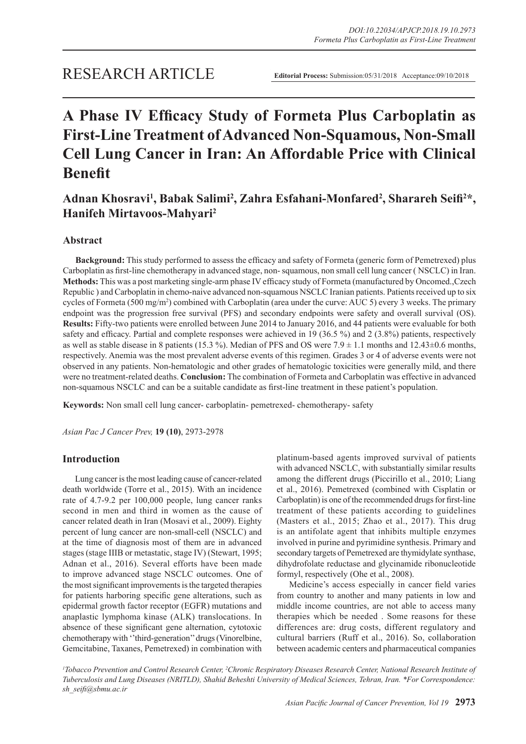RESEARCH ARTICLE

**Editorial Process:** Submission:05/31/2018 Acceptance:09/10/2018

# A Phase IV Efficacy Study of Formeta Plus Carboplatin as First-Line Treatment of Advanced Non-Squamous, Non-Small Cell Lung Cancer in Iran: An Affordable Price with Clinical Benefit

**Adnan Khosravi[1], Babak Salimi[2], Zahra Esfahani-Monfared[2], Sharareh Seifi[2]\*, Hanifeh Mirtavoos-Mahyari[2]**

## Abstract

**Background:** This study performed to assess the efficacy and safety of Formeta (generic form of Pemetrexed) plus Carboplatin as first-line chemotherapy in advanced stage, non- squamous, non small cell lung cancer ( NSCLC) in Iran. **Methods:** This was a post marketing single-arm phase IV efficacy study of Formeta (manufactured by Oncomed.,Czech Republic ) and Carboplatin in chemo-naive advanced non-squamous NSCLC Iranian patients. Patients received up to six cycles of Formeta (500 mg/m$^2$) combined with Carboplatin (area under the curve: AUC 5) every 3 weeks. The primary endpoint was the progression free survival (PFS) and secondary endpoints were safety and overall survival (OS). **Results:** Fifty-two patients were enrolled between June 2014 to January 2016, and 44 patients were evaluable for both safety and efficacy. Partial and complete responses were achieved in 19 (36.5 %) and 2 (3.8%) patients, respectively as well as stable disease in 8 patients (15.3 %). Median of PFS and OS were 7.9 ± 1.1 months and 12.43±0.6 months, respectively. Anemia was the most prevalent adverse events of this regimen. Grades 3 or 4 of adverse events were not observed in any patients. Non-hematologic and other grades of hematologic toxicities were generally mild, and there were no treatment-related deaths. **Conclusion:** The combination of Formeta and Carboplatin was effective in advanced non-squamous NSCLC and can be a suitable candidate as first-line treatment in these patient's population.

**Keywords:** Non small cell lung cancer- carboplatin- pemetrexed- chemotherapy- safety

*Asian Pac J Cancer Prev,* **19 (10)**, 2973-2978

## Introduction

Lung cancer is the most leading cause of cancer-related death worldwide (Torre et al., 2015). With an incidence rate of 4.7-9.2 per 100,000 people, lung cancer ranks second in men and third in women as the cause of cancer related death in Iran (Mosavi et al., 2009). Eighty percent of lung cancer are non-small-cell (NSCLC) and at the time of diagnosis most of them are in advanced stages (stage IIIB or metastatic, stage IV) (Stewart, 1995; Adnan et al., 2016). Several efforts have been made to improve advanced stage NSCLC outcomes. One of the most significant improvements is the targeted therapies for patients harboring specific gene alterations, such as epidermal growth factor receptor (EGFR) mutations and anaplastic lymphoma kinase (ALK) translocations. In absence of these significant gene alternation, cytotoxic chemotherapy with ''third-generation'' drugs (Vinorelbine, Gemcitabine, Taxanes, Pemetrexed) in combination with platinum-based agents improved survival of patients with advanced NSCLC, with substantially similar results among the different drugs (Piccirillo et al., 2010; Liang et al., 2016). Pemetrexed (combined with Cisplatin or Carboplatin) is one of the recommended drugs for first-line treatment of these patients according to guidelines (Masters et al., 2015; Zhao et al., 2017). This drug is an antifolate agent that inhibits multiple enzymes involved in purine and pyrimidine synthesis. Primary and secondary targets of Pemetrexed are thymidylate synthase, dihydrofolate reductase and glycinamide ribonucleotide formyl, respectively (Ohe et al., 2008).

Medicine's access especially in cancer field varies from country to another and many patients in low and middle income countries, are not able to access many therapies which be needed . Some reasons for these differences are: drug costs, different regulatory and cultural barriers (Ruff et al., 2016). So, collaboration between academic centers and pharmaceutical companies

[1]*Tobacco Prevention and Control Research Center,* [2]*Chronic Respiratory Diseases Research Center, National Research Institute of Tuberculosis and Lung Diseases (NRITLD), Shahid Beheshti University of Medical Sciences, Tehran, Iran. \*For Correspondence: sh_seifi@sbmu.ac.ir*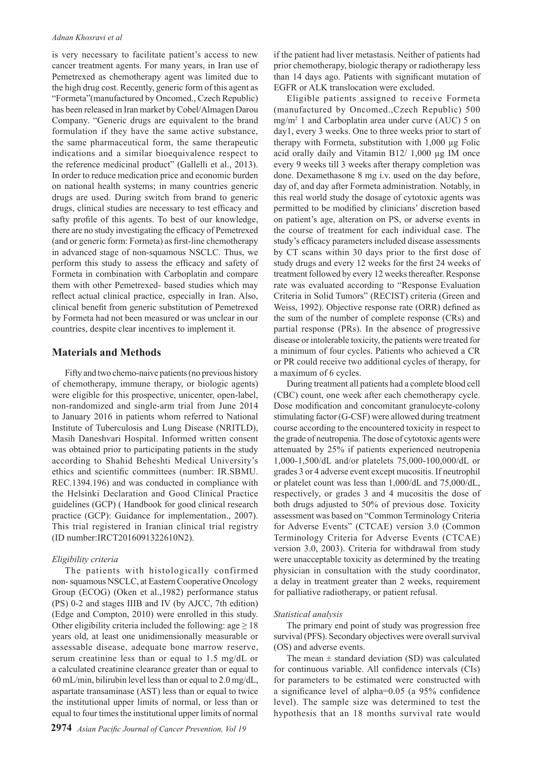is very necessary to facilitate patient's access to new cancer treatment agents. For many years, in Iran use of Pemetrexed as chemotherapy agent was limited due to the high drug cost. Recently, generic form of this agent as "Formeta"(manufactured by Oncomed., Czech Republic) has been released in Iran market by Cobel/Almagen Darou Company. "Generic drugs are equivalent to the brand formulation if they have the same active substance, the same pharmaceutical form, the same therapeutic indications and a similar bioequivalence respect to the reference medicinal product" (Gallelli et al., 2013). In order to reduce medication price and economic burden on national health systems; in many countries generic drugs are used. During switch from brand to generic drugs, clinical studies are necessary to test efficacy and safty profile of this agents. To best of our knowledge, there are no study investigating the efficacy of Pemetrexed (and or generic form: Formeta) as first-line chemotherapy in advanced stage of non-squamous NSCLC. Thus, we perform this study to assess the efficacy and safety of Formeta in combination with Carboplatin and compare them with other Pemetrexed- based studies which may reflect actual clinical practice, especially in Iran. Also, clinical benefit from generic substitution of Pemetrexed by Formeta had not been measured or was unclear in our countries, despite clear incentives to implement it.

## Materials and Methods

Fifty and two chemo-naive patients (no previous history of chemotherapy, immune therapy, or biologic agents) were eligible for this prospective, unicenter, open-label, non-randomized and single-arm trial from June 2014 to January 2016 in patients whom referred to National Institute of Tuberculosis and Lung Disease (NRITLD), Masih Daneshvari Hospital. Informed written consent was obtained prior to participating patients in the study according to Shahid Beheshti Medical University's ethics and scientific committees (number: IR.SBMU. REC.1394.196) and was conducted in compliance with the Helsinki Declaration and Good Clinical Practice guidelines (GCP) ( Handbook for good clinical research practice (GCP): Guidance for implementation., 2007). This trial registered in Iranian clinical trial registry (ID number:IRCT2016091322610N2).

### *Eligibility criteria*

The patients with histologically confirmed non- squamous NSCLC, at Eastern Cooperative Oncology Group (ECOG) (Oken et al.,1982) performance status (PS) 0-2 and stages IIIB and IV (by AJCC, 7th edition) (Edge and Compton, 2010) were enrolled in this study. Other eligibility criteria included the following: age $\geq 18$ years old, at least one unidimensionally measurable or assessable disease, adequate bone marrow reserve, serum creatinine less than or equal to 1.5 mg/dL or a calculated creatinine clearance greater than or equal to 60 mL/min, bilirubin level less than or equal to 2.0 mg/dL, aspartate transaminase (AST) less than or equal to twice the institutional upper limits of normal, or less than or equal to four times the institutional upper limits of normal if the patient had liver metastasis. Neither of patients had prior chemotherapy, biologic therapy or radiotherapy less than 14 days ago. Patients with significant mutation of EGFR or ALK translocation were excluded.

Eligible patients assigned to receive Formeta (manufactured by Oncomed.,Czech Republic) 500 mg/m$^2$ 1 and Carboplatin area under curve (AUC) 5 on day1, every 3 weeks. One to three weeks prior to start of therapy with Formeta, substitution with 1,000 µg Folic acid orally daily and Vitamin B12/ 1,000 µg IM once every 9 weeks till 3 weeks after therapy completion was done. Dexamethasone 8 mg i.v. used on the day before, day of, and day after Formeta administration. Notably, in this real world study the dosage of cytotoxic agents was permitted to be modified by clinicians' discretion based on patient's age, alteration on PS, or adverse events in the course of treatment for each individual case. The study's efficacy parameters included disease assessments by CT scans within 30 days prior to the first dose of study drugs and every 12 weeks for the first 24 weeks of treatment followed by every 12 weeks thereafter. Response rate was evaluated according to "Response Evaluation Criteria in Solid Tumors" (RECIST) criteria (Green and Weiss, 1992). Objective response rate (ORR) defined as the sum of the number of complete response (CRs) and partial response (PRs). In the absence of progressive disease or intolerable toxicity, the patients were treated for a minimum of four cycles. Patients who achieved a CR or PR could receive two additional cycles of therapy, for a maximum of 6 cycles.

During treatment all patients had a complete blood cell (CBC) count, one week after each chemotherapy cycle. Dose modification and concomitant granulocyte-colony stimulating factor (G-CSF) were allowed during treatment course according to the encountered toxicity in respect to the grade of neutropenia. The dose of cytotoxic agents were attenuated by 25% if patients experienced neutropenia 1,000-1,500/dL and/or platelets 75,000-100,000/dL or grades 3 or 4 adverse event except mucositis. If neutrophil or platelet count was less than 1,000/dL and 75,000/dL, respectively, or grades 3 and 4 mucositis the dose of both drugs adjusted to 50% of previous dose. Toxicity assessment was based on "Common Terminology Criteria for Adverse Events" (CTCAE) version 3.0 (Common Terminology Criteria for Adverse Events (CTCAE) version 3.0, 2003). Criteria for withdrawal from study were unacceptable toxicity as determined by the treating physician in consultation with the study coordinator, a delay in treatment greater than 2 weeks, requirement for palliative radiotherapy, or patient refusal.

### *Statistical analysis*

The primary end point of study was progression free survival (PFS). Secondary objectives were overall survival (OS) and adverse events.

The mean ± standard deviation (SD) was calculated for continuous variable. All confidence intervals (CIs) for parameters to be estimated were constructed with a significance level of alpha=0.05 (a 95% confidence level). The sample size was determined to test the hypothesis that an 18 months survival rate would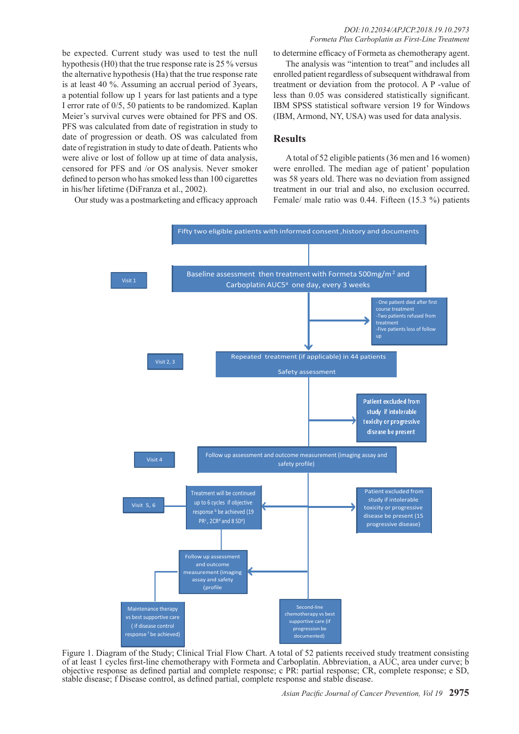be expected. Current study was used to test the null hypothesis (H0) that the true response rate is 25 % versus the alternative hypothesis (Ha) that the true response rate is at least 40 %. Assuming an accrual period of 3years, a potential follow up 1 years for last patients and a type I error rate of 0/5, 50 patients to be randomized. Kaplan Meier's survival curves were obtained for PFS and OS. PFS was calculated from date of registration in study to date of progression or death. OS was calculated from date of registration in study to date of death. Patients who were alive or lost of follow up at time of data analysis, censored for PFS and /or OS analysis. Never smoker defined to person who has smoked less than 100 cigarettes in his/her lifetime (DiFranza et al., 2002).

Our study was a postmarketing and efficacy approach to determine efficacy of Formeta as chemotherapy agent.

The analysis was "intention to treat" and includes all enrolled patient regardless of subsequent withdrawal from treatment or deviation from the protocol. A P -value of less than 0.05 was considered statistically significant. IBM SPSS statistical software version 19 for Windows (IBM, Armond, NY, USA) was used for data analysis.

## Results

A total of 52 eligible patients (36 men and 16 women) were enrolled. The median age of patient' population was 58 years old. There was no deviation from assigned treatment in our trial and also, no exclusion occurred. Female/ male ratio was 0.44. Fifteen (15.3 %) patients

Fifty two eligible patients with informed consent ,history and documents

Visit 1

Baseline assessment then treatment with Formeta 500mg/m² and Carboplatin AUC5ª one day, every 3 weeks

- One patient died after first course treatment
-Two patients refused from treatment
-Five patients loss of follow up

Visit 2, 3

Repeated treatment (if applicable) in 44 patients

Safety assessment

Patient excluded from study if intolerable toxicity or progressive disease be present

Visit 4

Follow up assessment and outcome measurement (imaging assay and safety profile)

Visit 5, 6

Treatment will be continued up to 6 cycles if objective response ᵇ be achieved (19 PRᶜ, 2CRᵈ and 8 SDᵉ)

Patient excluded from study if intolerable toxicity or progressive disease be present (15 progressive disease)

Follow up assessment and outcome measurement (imaging assay and safety (profile

Maintenance therapy vs best supportive care ( if disease control response ᶠ be achieved)

Second-line chemotherapy vs best supportive care (if progression be documented)

Figure 1. Diagram of the Study; Clinical Trial Flow Chart. A total of 52 patients received study treatment consisting of at least 1 cycles first-line chemotherapy with Formeta and Carboplatin. Abbreviation, a AUC, area under curve; b objective response as defined partial and complete response; c PR: partial response; CR, complete response; e SD, stable disease; f Disease control, as defined partial, complete response and stable disease.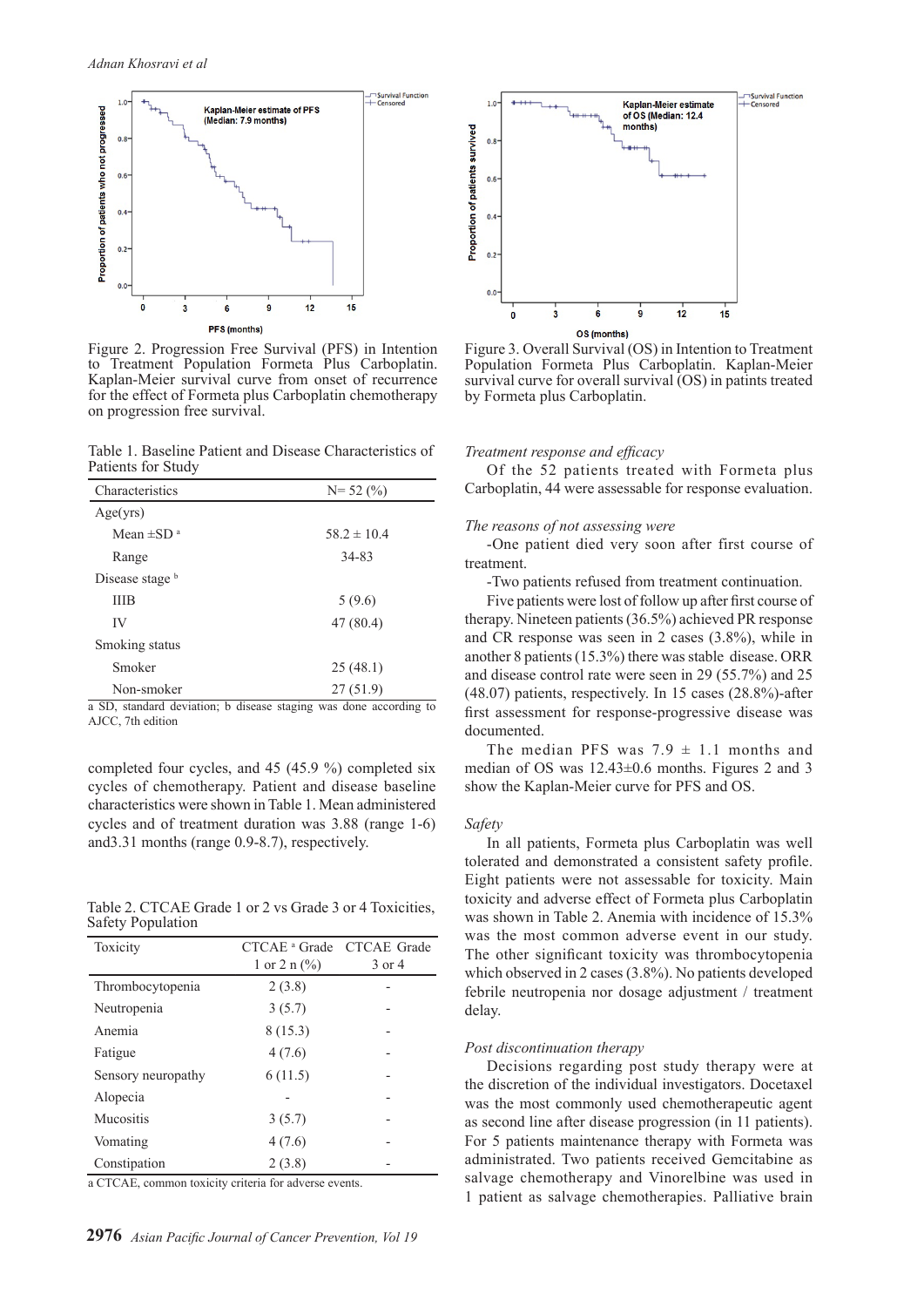Survival Function
Censored

Kaplan-Meier estimate of PFS (Median: 7.9 months)

Proportion of patients who not progressed

1.0
0.8
0.6
0.4
0.2
0.0

0 3 6 9 12 15

PFS (months)

Figure 2. Progression Free Survival (PFS) in Intention to Treatment Population Formeta Plus Carboplatin. Kaplan-Meier survival curve from onset of recurrence for the effect of Formeta plus Carboplatin chemotherapy on progression free survival.

Table 1. Baseline Patient and Disease Characteristics of Patients for Study

| Characteristics | N= 52 (%) |
|---|---|
| Age(yrs) | |
| Mean ±SD [a] | 58.2 ± 10.4 |
| Range | 34-83 |
| Disease stage [b] | |
| IIIB | 5 (9.6) |
| IV | 47 (80.4) |
| Smoking status | |
| Smoker | 25 (48.1) |
| Non-smoker | 27 (51.9) |

a SD, standard deviation; b disease staging was done according to AJCC, 7th edition

completed four cycles, and 45 (45.9 %) completed six cycles of chemotherapy. Patient and disease baseline characteristics were shown in Table 1. Mean administered cycles and of treatment duration was 3.88 (range 1-6) and3.31 months (range 0.9-8.7), respectively.

Table 2. CTCAE Grade 1 or 2 vs Grade 3 or 4 Toxicities, Safety Population

| Toxicity | CTCAE [a] Grade 1 or 2 n (%) | CTCAE Grade 3 or 4 |
|---|---|---|
| Thrombocytopenia | 2 (3.8) | - |
| Neutropenia | 3 (5.7) | - |
| Anemia | 8 (15.3) | - |
| Fatigue | 4 (7.6) | - |
| Sensory neuropathy | 6 (11.5) | - |
| Alopecia | - | - |
| Mucositis | 3 (5.7) | - |
| Vomating | 4 (7.6) | - |
| Constipation | 2 (3.8) | - |

a CTCAE, common toxicity criteria for adverse events.

Survival Function
Censored

Kaplan-Meier estimate of OS (Median: 12.4 months)

Proportion of patients survived

1.0
0.8
0.6
0.4
0.2
0.0

0 3 6 9 12 15

OS (months)

Figure 3. Overall Survival (OS) in Intention to Treatment Population Formeta Plus Carboplatin. Kaplan-Meier survival curve for overall survival (OS) in patints treated by Formeta plus Carboplatin.

*Treatment response and efficacy*

Of the 52 patients treated with Formeta plus Carboplatin, 44 were assessable for response evaluation.

*The reasons of not assessing were*

-One patient died very soon after first course of treatment.

-Two patients refused from treatment continuation.

Five patients were lost of follow up after first course of therapy. Nineteen patients (36.5%) achieved PR response and CR response was seen in 2 cases (3.8%), while in another 8 patients (15.3%) there was stable disease. ORR and disease control rate were seen in 29 (55.7%) and 25 (48.07) patients, respectively. In 15 cases (28.8%)-after first assessment for response-progressive disease was documented.

The median PFS was 7.9 ± 1.1 months and median of OS was 12.43±0.6 months. Figures 2 and 3 show the Kaplan-Meier curve for PFS and OS.

*Safety*

In all patients, Formeta plus Carboplatin was well tolerated and demonstrated a consistent safety profile. Eight patients were not assessable for toxicity. Main toxicity and adverse effect of Formeta plus Carboplatin was shown in Table 2. Anemia with incidence of 15.3% was the most common adverse event in our study. The other significant toxicity was thrombocytopenia which observed in 2 cases (3.8%). No patients developed febrile neutropenia nor dosage adjustment / treatment delay.

*Post discontinuation therapy*

Decisions regarding post study therapy were at the discretion of the individual investigators. Docetaxel was the most commonly used chemotherapeutic agent as second line after disease progression (in 11 patients). For 5 patients maintenance therapy with Formeta was administrated. Two patients received Gemcitabine as salvage chemotherapy and Vinorelbine was used in 1 patient as salvage chemotherapies. Palliative brain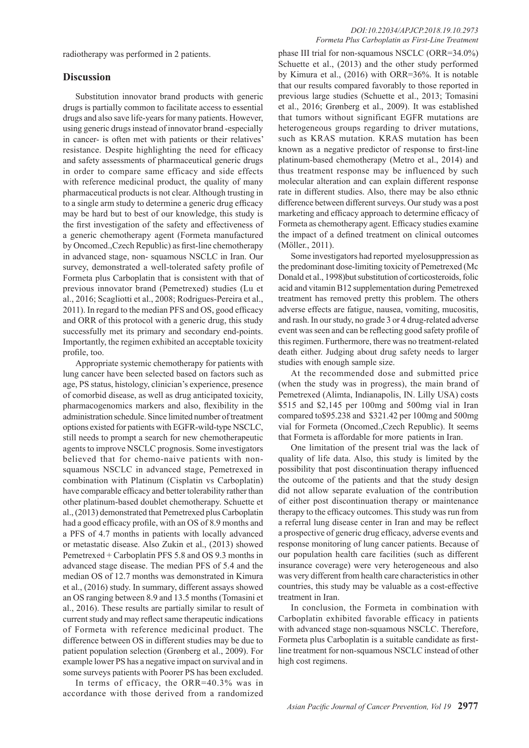radiotherapy was performed in 2 patients.

## Discussion

Substitution innovator brand products with generic drugs is partially common to facilitate access to essential drugs and also save life-years for many patients. However, using generic drugs instead of innovator brand -especially in cancer- is often met with patients or their relatives' resistance. Despite highlighting the need for efficacy and safety assessments of pharmaceutical generic drugs in order to compare same efficacy and side effects with reference medicinal product, the quality of many pharmaceutical products is not clear. Although trusting in to a single arm study to determine a generic drug efficacy may be hard but to best of our knowledge, this study is the first investigation of the safety and effectiveness of a generic chemotherapy agent (Formeta manufactured by Oncomed.,Czech Republic) as first-line chemotherapy in advanced stage, non- squamous NSCLC in Iran. Our survey, demonstrated a well-tolerated safety profile of Formeta plus Carboplatin that is consistent with that of previous innovator brand (Pemetrexed) studies (Lu et al., 2016; Scagliotti et al., 2008; Rodrigues-Pereira et al., 2011). In regard to the median PFS and OS, good efficacy and ORR of this protocol with a generic drug, this study successfully met its primary and secondary end-points. Importantly, the regimen exhibited an acceptable toxicity profile, too.

Appropriate systemic chemotherapy for patients with lung cancer have been selected based on factors such as age, PS status, histology, clinician's experience, presence of comorbid disease, as well as drug anticipated toxicity, pharmacogenomics markers and also, flexibility in the administration schedule. Since limited number of treatment options existed for patients with EGFR-wild-type NSCLC, still needs to prompt a search for new chemotherapeutic agents to improve NSCLC prognosis. Some investigators believed that for chemo-naive patients with non-squamous NSCLC in advanced stage, Pemetrexed in combination with Platinum (Cisplatin vs Carboplatin) have comparable efficacy and better tolerability rather than other platinum-based doublet chemotherapy. Schuette et al., (2013) demonstrated that Pemetrexed plus Carboplatin had a good efficacy profile, with an OS of 8.9 months and a PFS of 4.7 months in patients with locally advanced or metastatic disease. Also Zukin et al., (2013) showed Pemetrexed + Carboplatin PFS 5.8 and OS 9.3 months in advanced stage disease. The median PFS of 5.4 and the median OS of 12.7 months was demonstrated in Kimura et al., (2016) study. In summary, different assays showed an OS ranging between 8.9 and 13.5 months (Tomasini et al., 2016). These results are partially similar to result of current study and may reflect same therapeutic indications of Formeta with reference medicinal product. The difference between OS in different studies may be due to patient population selection (Grønberg et al., 2009). For example lower PS has a negative impact on survival and in some surveys patients with Poorer PS has been excluded.

In terms of efficacy, the ORR=40.3% was in accordance with those derived from a randomized phase III trial for non-squamous NSCLC (ORR=34.0%) Schuette et al., (2013) and the other study performed by Kimura et al., (2016) with ORR=36%. It is notable that our results compared favorably to those reported in previous large studies (Schuette et al., 2013; Tomasini et al., 2016; Grønberg et al., 2009). It was established that tumors without significant EGFR mutations are heterogeneous groups regarding to driver mutations, such as KRAS mutation. KRAS mutation has been known as a negative predictor of response to first-line platinum-based chemotherapy (Metro et al., 2014) and thus treatment response may be influenced by such molecular alteration and can explain different response rate in different studies. Also, there may be also ethnic difference between different surveys. Our study was a post marketing and efficacy approach to determine efficacy of Formeta as chemotherapy agent. Efficacy studies examine the impact of a defined treatment on clinical outcomes (Möller., 2011).

Some investigators had reported myelosuppression as the predominant dose-limiting toxicity of Pemetrexed (Mc Donald et al., 1998)but substitution of corticosteroids, folic acid and vitamin B12 supplementation during Pemetrexed treatment has removed pretty this problem. The others adverse effects are fatigue, nausea, vomiting, mucositis, and rash. In our study, no grade 3 or 4 drug-related adverse event was seen and can be reflecting good safety profile of this regimen. Furthermore, there was no treatment-related death either. Judging about drug safety needs to larger studies with enough sample size.

At the recommended dose and submitted price (when the study was in progress), the main brand of Pemetrexed (Alimta, Indianapolis, IN. Lilly USA) costs \$515 and \$2,145 per 100mg and 500mg vial in Iran compared to\$95.238 and \$321.42 per 100mg and 500mg vial for Formeta (Oncomed.,Czech Republic). It seems that Formeta is affordable for more patients in Iran.

One limitation of the present trial was the lack of quality of life data. Also, this study is limited by the possibility that post discontinuation therapy influenced the outcome of the patients and that the study design did not allow separate evaluation of the contribution of either post discontinuation therapy or maintenance therapy to the efficacy outcomes. This study was run from a referral lung disease center in Iran and may be reflect a prospective of generic drug efficacy, adverse events and response monitoring of lung cancer patients. Because of our population health care facilities (such as different insurance coverage) were very heterogeneous and also was very different from health care characteristics in other countries, this study may be valuable as a cost-effective treatment in Iran.

In conclusion, the Formeta in combination with Carboplatin exhibited favorable efficacy in patients with advanced stage non-squamous NSCLC. Therefore, Formeta plus Carboplatin is a suitable candidate as first-line treatment for non-squamous NSCLC instead of other high cost regimens.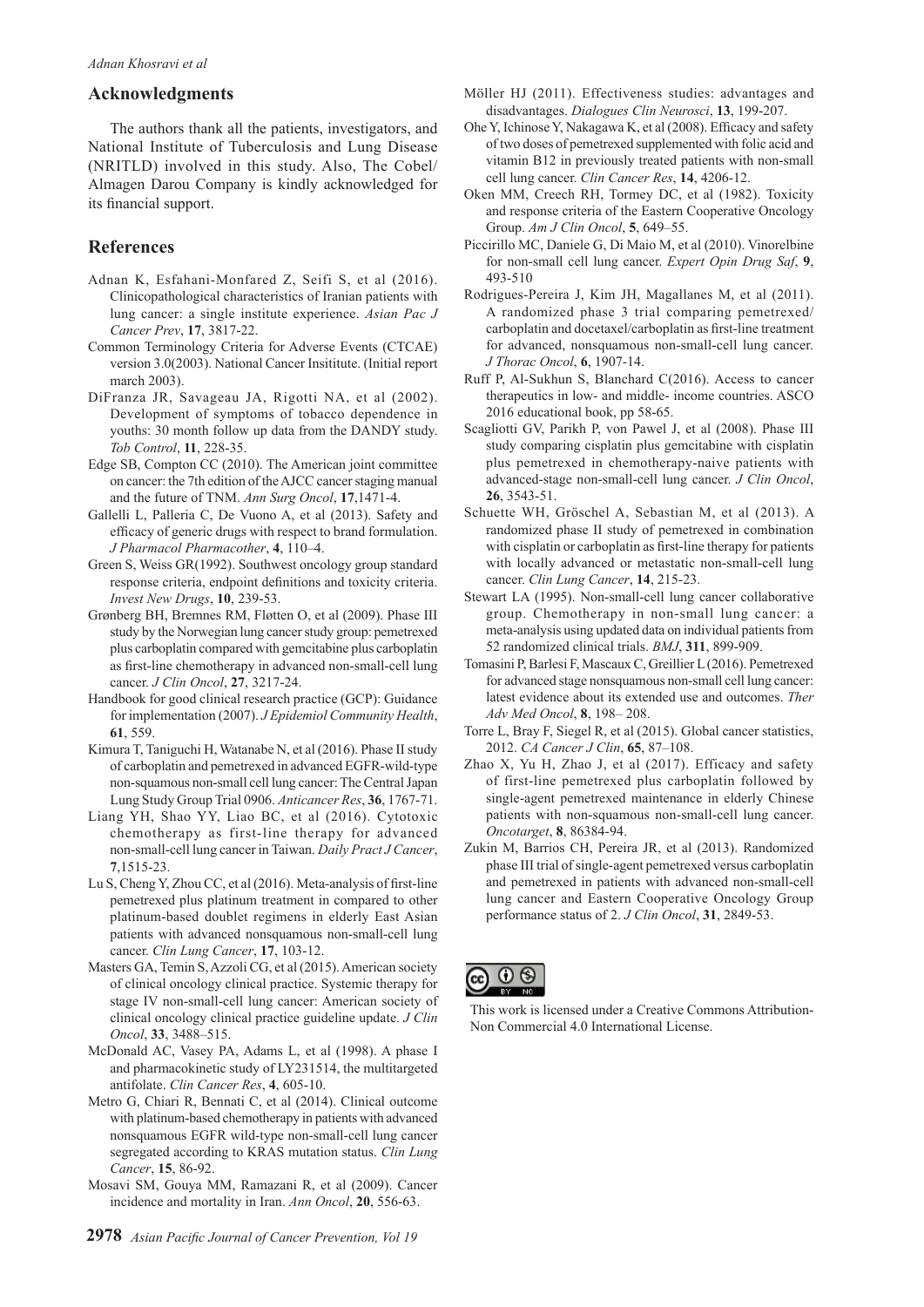## Acknowledgments

The authors thank all the patients, investigators, and National Institute of Tuberculosis and Lung Disease (NRITLD) involved in this study. Also, The Cobel/Almagen Darou Company is kindly acknowledged for its financial support.

## References

Adnan K, Esfahani-Monfared Z, Seifi S, et al (2016). Clinicopathological characteristics of Iranian patients with lung cancer: a single institute experience. *Asian Pac J Cancer Prev*, **17**, 3817-22.

Common Terminology Criteria for Adverse Events (CTCAE) version 3.0(2003). National Cancer Insititute. (Initial report march 2003).

DiFranza JR, Savageau JA, Rigotti NA, et al (2002). Development of symptoms of tobacco dependence in youths: 30 month follow up data from the DANDY study. *Tob Control*, **11**, 228-35.

Edge SB, Compton CC (2010). The American joint committee on cancer: the 7th edition of the AJCC cancer staging manual and the future of TNM. *Ann Surg Oncol*, **17**,1471-4.

Gallelli L, Palleria C, De Vuono A, et al (2013). Safety and efficacy of generic drugs with respect to brand formulation. *J Pharmacol Pharmacother*, **4**, 110–4.

Green S, Weiss GR(1992). Southwest oncology group standard response criteria, endpoint definitions and toxicity criteria. *Invest New Drugs*, **10**, 239-53.

Grønberg BH, Bremnes RM, Fløtten O, et al (2009). Phase III study by the Norwegian lung cancer study group: pemetrexed plus carboplatin compared with gemcitabine plus carboplatin as first-line chemotherapy in advanced non-small-cell lung cancer. *J Clin Oncol*, **27**, 3217-24.

Handbook for good clinical research practice (GCP): Guidance for implementation (2007). *J Epidemiol Community Health*, **61**, 559.

Kimura T, Taniguchi H, Watanabe N, et al (2016). Phase II study of carboplatin and pemetrexed in advanced EGFR-wild-type non-squamous non-small cell lung cancer: The Central Japan Lung Study Group Trial 0906. *Anticancer Res*, **36**, 1767-71.

Liang YH, Shao YY, Liao BC, et al (2016). Cytotoxic chemotherapy as first-line therapy for advanced non-small-cell lung cancer in Taiwan. *Daily Pract J Cancer*, **7**,1515-23.

Lu S, Cheng Y, Zhou CC, et al (2016). Meta-analysis of first-line pemetrexed plus platinum treatment in compared to other platinum-based doublet regimens in elderly East Asian patients with advanced nonsquamous non-small-cell lung cancer. *Clin Lung Cancer*, **17**, 103-12.

Masters GA, Temin S, Azzoli CG, et al (2015). American society of clinical oncology clinical practice. Systemic therapy for stage IV non-small-cell lung cancer: American society of clinical oncology clinical practice guideline update. *J Clin Oncol*, **33**, 3488–515.

McDonald AC, Vasey PA, Adams L, et al (1998). A phase I and pharmacokinetic study of LY231514, the multitargeted antifolate. *Clin Cancer Res*, **4**, 605-10.

Metro G, Chiari R, Bennati C, et al (2014). Clinical outcome with platinum-based chemotherapy in patients with advanced nonsquamous EGFR wild-type non-small-cell lung cancer segregated according to KRAS mutation status. *Clin Lung Cancer*, **15**, 86-92.

Mosavi SM, Gouya MM, Ramazani R, et al (2009). Cancer incidence and mortality in Iran. *Ann Oncol*, **20**, 556-63.

Möller HJ (2011). Effectiveness studies: advantages and disadvantages. *Dialogues Clin Neurosci*, **13**, 199-207.

Ohe Y, Ichinose Y, Nakagawa K, et al (2008). Efficacy and safety of two doses of pemetrexed supplemented with folic acid and vitamin B12 in previously treated patients with non-small cell lung cancer. *Clin Cancer Res*, **14**, 4206-12.

Oken MM, Creech RH, Tormey DC, et al (1982). Toxicity and response criteria of the Eastern Cooperative Oncology Group. *Am J Clin Oncol*, **5**, 649–55.

Piccirillo MC, Daniele G, Di Maio M, et al (2010). Vinorelbine for non-small cell lung cancer. *Expert Opin Drug Saf*, **9**, 493-510

Rodrigues-Pereira J, Kim JH, Magallanes M, et al (2011). A randomized phase 3 trial comparing pemetrexed/carboplatin and docetaxel/carboplatin as first-line treatment for advanced, nonsquamous non-small-cell lung cancer. *J Thorac Oncol*, **6**, 1907-14.

Ruff P, Al-Sukhun S, Blanchard C(2016). Access to cancer therapeutics in low- and middle- income countries. ASCO 2016 educational book, pp 58-65.

Scagliotti GV, Parikh P, von Pawel J, et al (2008). Phase III study comparing cisplatin plus gemcitabine with cisplatin plus pemetrexed in chemotherapy-naive patients with advanced-stage non-small-cell lung cancer. *J Clin Oncol*, **26**, 3543-51.

Schuette WH, Gröschel A, Sebastian M, et al (2013). A randomized phase II study of pemetrexed in combination with cisplatin or carboplatin as first-line therapy for patients with locally advanced or metastatic non-small-cell lung cancer. *Clin Lung Cancer*, **14**, 215-23.

Stewart LA (1995). Non-small-cell lung cancer collaborative group. Chemotherapy in non-small lung cancer: a meta-analysis using updated data on individual patients from 52 randomized clinical trials. *BMJ*, **311**, 899-909.

Tomasini P, Barlesi F, Mascaux C, Greillier L (2016). Pemetrexed for advanced stage nonsquamous non-small cell lung cancer: latest evidence about its extended use and outcomes. *Ther Adv Med Oncol*, **8**, 198– 208.

Torre L, Bray F, Siegel R, et al (2015). Global cancer statistics, 2012. *CA Cancer J Clin*, **65**, 87–108.

Zhao X, Yu H, Zhao J, et al (2017). Efficacy and safety of first-line pemetrexed plus carboplatin followed by single-agent pemetrexed maintenance in elderly Chinese patients with non-squamous non-small-cell lung cancer. *Oncotarget*, **8**, 86384-94.

Zukin M, Barrios CH, Pereira JR, et al (2013). Randomized phase III trial of single-agent pemetrexed versus carboplatin and pemetrexed in patients with advanced non-small-cell lung cancer and Eastern Cooperative Oncology Group performance status of 2. *J Clin Oncol*, **31**, 2849-53.

This work is licensed under a Creative Commons Attribution-Non Commercial 4.0 International License.